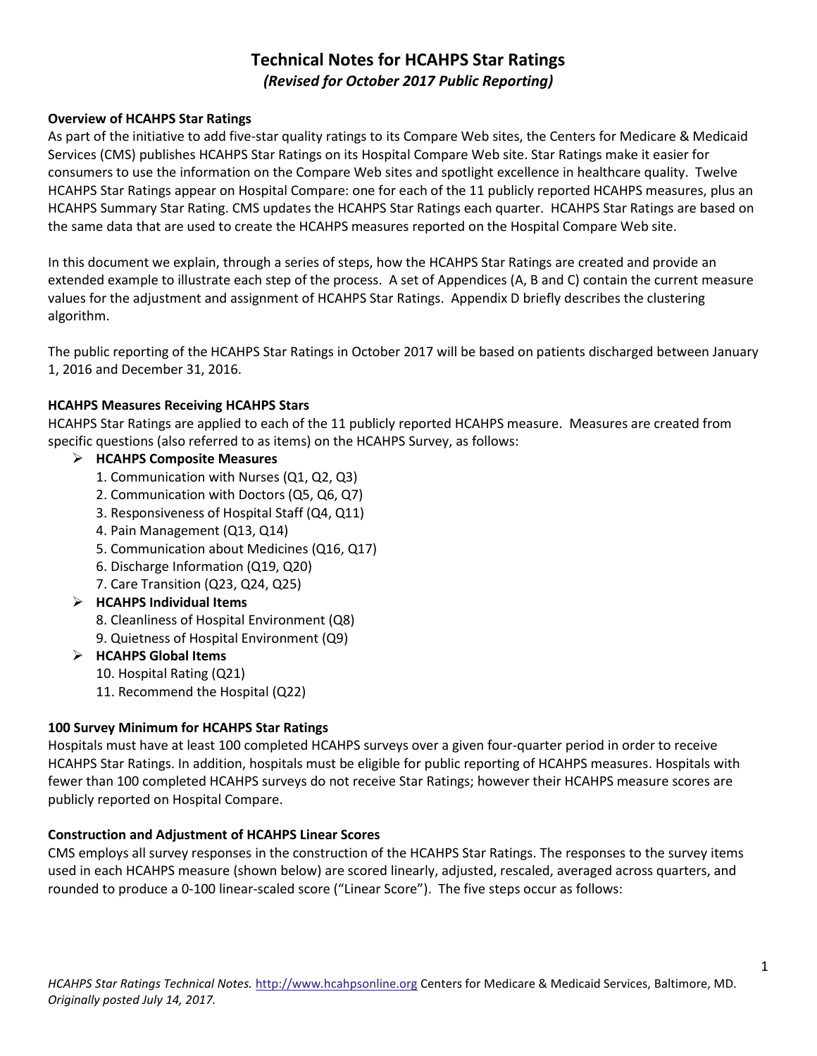# Technical Notes for HCAHPS Star Ratings

*(Revised for October 2017 Public Reporting)*

**Overview of HCAHPS Star Ratings**

As part of the initiative to add five-star quality ratings to its Compare Web sites, the Centers for Medicare & Medicaid Services (CMS) publishes HCAHPS Star Ratings on its Hospital Compare Web site. Star Ratings make it easier for consumers to use the information on the Compare Web sites and spotlight excellence in healthcare quality. Twelve HCAHPS Star Ratings appear on Hospital Compare: one for each of the 11 publicly reported HCAHPS measures, plus an HCAHPS Summary Star Rating. CMS updates the HCAHPS Star Ratings each quarter. HCAHPS Star Ratings are based on the same data that are used to create the HCAHPS measures reported on the Hospital Compare Web site.

In this document we explain, through a series of steps, how the HCAHPS Star Ratings are created and provide an extended example to illustrate each step of the process. A set of Appendices (A, B and C) contain the current measure values for the adjustment and assignment of HCAHPS Star Ratings. Appendix D briefly describes the clustering algorithm.

The public reporting of the HCAHPS Star Ratings in October 2017 will be based on patients discharged between January 1, 2016 and December 31, 2016.

**HCAHPS Measures Receiving HCAHPS Stars**

HCAHPS Star Ratings are applied to each of the 11 publicly reported HCAHPS measure. Measures are created from specific questions (also referred to as items) on the HCAHPS Survey, as follows:

- **HCAHPS Composite Measures**
  1. Communication with Nurses (Q1, Q2, Q3)
  2. Communication with Doctors (Q5, Q6, Q7)
  3. Responsiveness of Hospital Staff (Q4, Q11)
  4. Pain Management (Q13, Q14)
  5. Communication about Medicines (Q16, Q17)
  6. Discharge Information (Q19, Q20)
  7. Care Transition (Q23, Q24, Q25)
- **HCAHPS Individual Items**
  8. Cleanliness of Hospital Environment (Q8)
  9. Quietness of Hospital Environment (Q9)
- **HCAHPS Global Items**
  10. Hospital Rating (Q21)
  11. Recommend the Hospital (Q22)

**100 Survey Minimum for HCAHPS Star Ratings**

Hospitals must have at least 100 completed HCAHPS surveys over a given four-quarter period in order to receive HCAHPS Star Ratings. In addition, hospitals must be eligible for public reporting of HCAHPS measures. Hospitals with fewer than 100 completed HCAHPS surveys do not receive Star Ratings; however their HCAHPS measure scores are publicly reported on Hospital Compare.

**Construction and Adjustment of HCAHPS Linear Scores**

CMS employs all survey responses in the construction of the HCAHPS Star Ratings. The responses to the survey items used in each HCAHPS measure (shown below) are scored linearly, adjusted, rescaled, averaged across quarters, and rounded to produce a 0-100 linear-scaled score ("Linear Score"). The five steps occur as follows: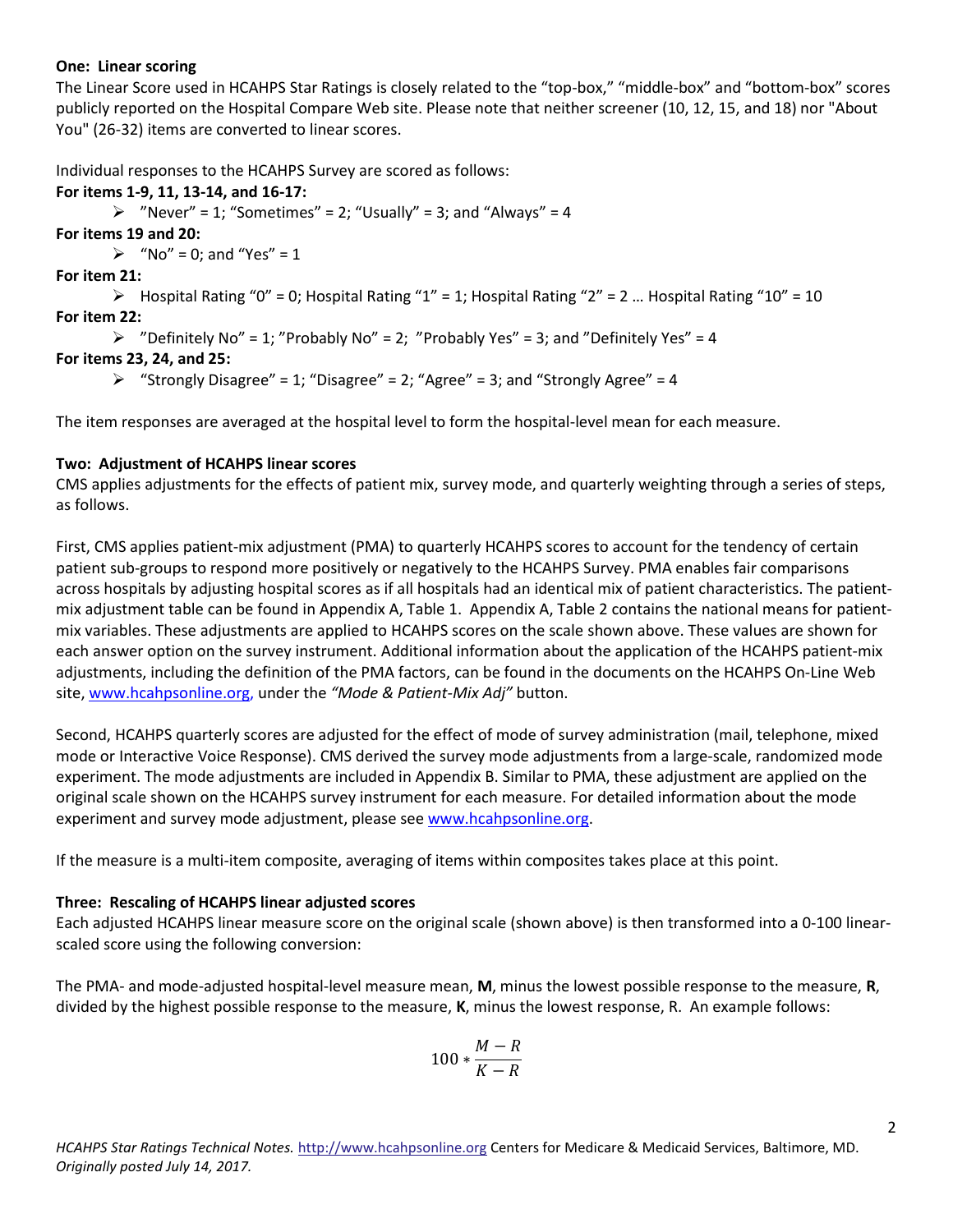**One: Linear scoring**

The Linear Score used in HCAHPS Star Ratings is closely related to the "top-box," "middle-box" and "bottom-box" scores publicly reported on the Hospital Compare Web site. Please note that neither screener (10, 12, 15, and 18) nor "About You" (26-32) items are converted to linear scores.

Individual responses to the HCAHPS Survey are scored as follows:

**For items 1-9, 11, 13-14, and 16-17:**

- "Never" = 1; "Sometimes" = 2; "Usually" = 3; and "Always" = 4

**For items 19 and 20:**

- "No" = 0; and "Yes" = 1

**For item 21:**

- Hospital Rating "0" = 0; Hospital Rating "1" = 1; Hospital Rating "2" = 2 … Hospital Rating "10" = 10

**For item 22:**

- "Definitely No" = 1; "Probably No" = 2; "Probably Yes" = 3; and "Definitely Yes" = 4

**For items 23, 24, and 25:**

- "Strongly Disagree" = 1; "Disagree" = 2; "Agree" = 3; and "Strongly Agree" = 4

The item responses are averaged at the hospital level to form the hospital-level mean for each measure.

**Two: Adjustment of HCAHPS linear scores**

CMS applies adjustments for the effects of patient mix, survey mode, and quarterly weighting through a series of steps, as follows.

First, CMS applies patient-mix adjustment (PMA) to quarterly HCAHPS scores to account for the tendency of certain patient sub-groups to respond more positively or negatively to the HCAHPS Survey. PMA enables fair comparisons across hospitals by adjusting hospital scores as if all hospitals had an identical mix of patient characteristics. The patient-mix adjustment table can be found in Appendix A, Table 1. Appendix A, Table 2 contains the national means for patient-mix variables. These adjustments are applied to HCAHPS scores on the scale shown above. These values are shown for each answer option on the survey instrument. Additional information about the application of the HCAHPS patient-mix adjustments, including the definition of the PMA factors, can be found in the documents on the HCAHPS On-Line Web site, www.hcahpsonline.org, under the *"Mode & Patient-Mix Adj"* button.

Second, HCAHPS quarterly scores are adjusted for the effect of mode of survey administration (mail, telephone, mixed mode or Interactive Voice Response). CMS derived the survey mode adjustments from a large-scale, randomized mode experiment. The mode adjustments are included in Appendix B. Similar to PMA, these adjustment are applied on the original scale shown on the HCAHPS survey instrument for each measure. For detailed information about the mode experiment and survey mode adjustment, please see www.hcahpsonline.org.

If the measure is a multi-item composite, averaging of items within composites takes place at this point.

**Three: Rescaling of HCAHPS linear adjusted scores**

Each adjusted HCAHPS linear measure score on the original scale (shown above) is then transformed into a 0-100 linear-scaled score using the following conversion:

The PMA- and mode-adjusted hospital-level measure mean, **M**, minus the lowest possible response to the measure, **R**, divided by the highest possible response to the measure, **K**, minus the lowest response, R. An example follows:

$$100 * \frac{M - R}{K - R}$$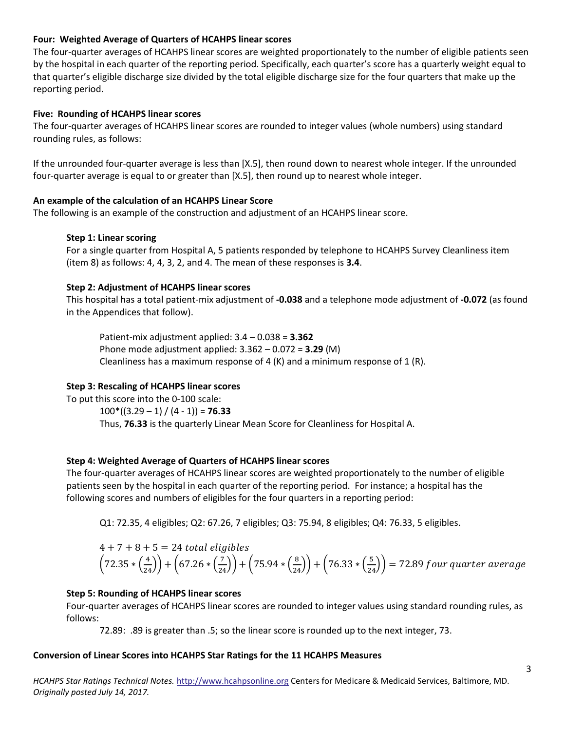### Four: Weighted Average of Quarters of HCAHPS linear scores

The four-quarter averages of HCAHPS linear scores are weighted proportionately to the number of eligible patients seen by the hospital in each quarter of the reporting period. Specifically, each quarter's score has a quarterly weight equal to that quarter's eligible discharge size divided by the total eligible discharge size for the four quarters that make up the reporting period.

### Five: Rounding of HCAHPS linear scores

The four-quarter averages of HCAHPS linear scores are rounded to integer values (whole numbers) using standard rounding rules, as follows:

If the unrounded four-quarter average is less than [X.5], then round down to nearest whole integer. If the unrounded four-quarter average is equal to or greater than [X.5], then round up to nearest whole integer.

### An example of the calculation of an HCAHPS Linear Score

The following is an example of the construction and adjustment of an HCAHPS linear score.

#### Step 1: Linear scoring

For a single quarter from Hospital A, 5 patients responded by telephone to HCAHPS Survey Cleanliness item (item 8) as follows: 4, 4, 3, 2, and 4. The mean of these responses is **3.4**.

#### Step 2: Adjustment of HCAHPS linear scores

This hospital has a total patient-mix adjustment of **-0.038** and a telephone mode adjustment of **-0.072** (as found in the Appendices that follow).

Patient-mix adjustment applied: 3.4 – 0.038 = **3.362**
Phone mode adjustment applied: 3.362 – 0.072 = **3.29** (M)
Cleanliness has a maximum response of 4 (K) and a minimum response of 1 (R).

#### Step 3: Rescaling of HCAHPS linear scores

To put this score into the 0-100 scale:

100*((3.29 – 1) / (4 - 1)) = **76.33**

Thus, **76.33** is the quarterly Linear Mean Score for Cleanliness for Hospital A.

#### Step 4: Weighted Average of Quarters of HCAHPS linear scores

The four-quarter averages of HCAHPS linear scores are weighted proportionately to the number of eligible patients seen by the hospital in each quarter of the reporting period. For instance; a hospital has the following scores and numbers of eligibles for the four quarters in a reporting period:

Q1: 72.35, 4 eligibles; Q2: 67.26, 7 eligibles; Q3: 75.94, 8 eligibles; Q4: 76.33, 5 eligibles.

$$4 + 7 + 8 + 5 = 24 \; total \; eligibles$$

$$\left(72.35 * \left(\frac{4}{24}\right)\right) + \left(67.26 * \left(\frac{7}{24}\right)\right) + \left(75.94 * \left(\frac{8}{24}\right)\right) + \left(76.33 * \left(\frac{5}{24}\right)\right) = 72.89 \; four \; quarter \; average$$

#### Step 5: Rounding of HCAHPS linear scores

Four-quarter averages of HCAHPS linear scores are rounded to integer values using standard rounding rules, as follows:

72.89: .89 is greater than .5; so the linear score is rounded up to the next integer, 73.

### Conversion of Linear Scores into HCAHPS Star Ratings for the 11 HCAHPS Measures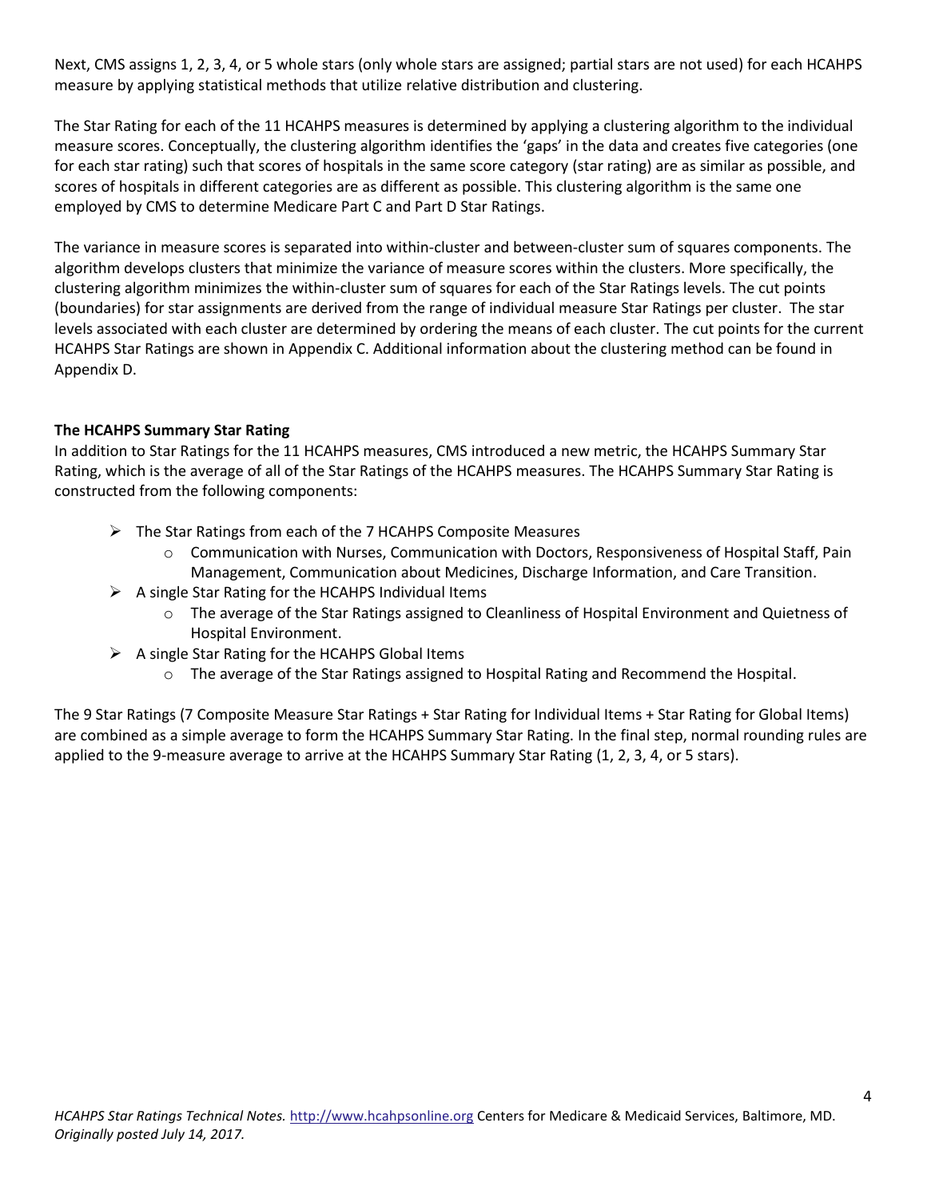Next, CMS assigns 1, 2, 3, 4, or 5 whole stars (only whole stars are assigned; partial stars are not used) for each HCAHPS measure by applying statistical methods that utilize relative distribution and clustering.

The Star Rating for each of the 11 HCAHPS measures is determined by applying a clustering algorithm to the individual measure scores. Conceptually, the clustering algorithm identifies the 'gaps' in the data and creates five categories (one for each star rating) such that scores of hospitals in the same score category (star rating) are as similar as possible, and scores of hospitals in different categories are as different as possible. This clustering algorithm is the same one employed by CMS to determine Medicare Part C and Part D Star Ratings.

The variance in measure scores is separated into within-cluster and between-cluster sum of squares components. The algorithm develops clusters that minimize the variance of measure scores within the clusters. More specifically, the clustering algorithm minimizes the within-cluster sum of squares for each of the Star Ratings levels. The cut points (boundaries) for star assignments are derived from the range of individual measure Star Ratings per cluster. The star levels associated with each cluster are determined by ordering the means of each cluster. The cut points for the current HCAHPS Star Ratings are shown in Appendix C. Additional information about the clustering method can be found in Appendix D.

**The HCAHPS Summary Star Rating**

In addition to Star Ratings for the 11 HCAHPS measures, CMS introduced a new metric, the HCAHPS Summary Star Rating, which is the average of all of the Star Ratings of the HCAHPS measures. The HCAHPS Summary Star Rating is constructed from the following components:

- The Star Ratings from each of the 7 HCAHPS Composite Measures
  - Communication with Nurses, Communication with Doctors, Responsiveness of Hospital Staff, Pain Management, Communication about Medicines, Discharge Information, and Care Transition.
- A single Star Rating for the HCAHPS Individual Items
  - The average of the Star Ratings assigned to Cleanliness of Hospital Environment and Quietness of Hospital Environment.
- A single Star Rating for the HCAHPS Global Items
  - The average of the Star Ratings assigned to Hospital Rating and Recommend the Hospital.

The 9 Star Ratings (7 Composite Measure Star Ratings + Star Rating for Individual Items + Star Rating for Global Items) are combined as a simple average to form the HCAHPS Summary Star Rating. In the final step, normal rounding rules are applied to the 9-measure average to arrive at the HCAHPS Summary Star Rating (1, 2, 3, 4, or 5 stars).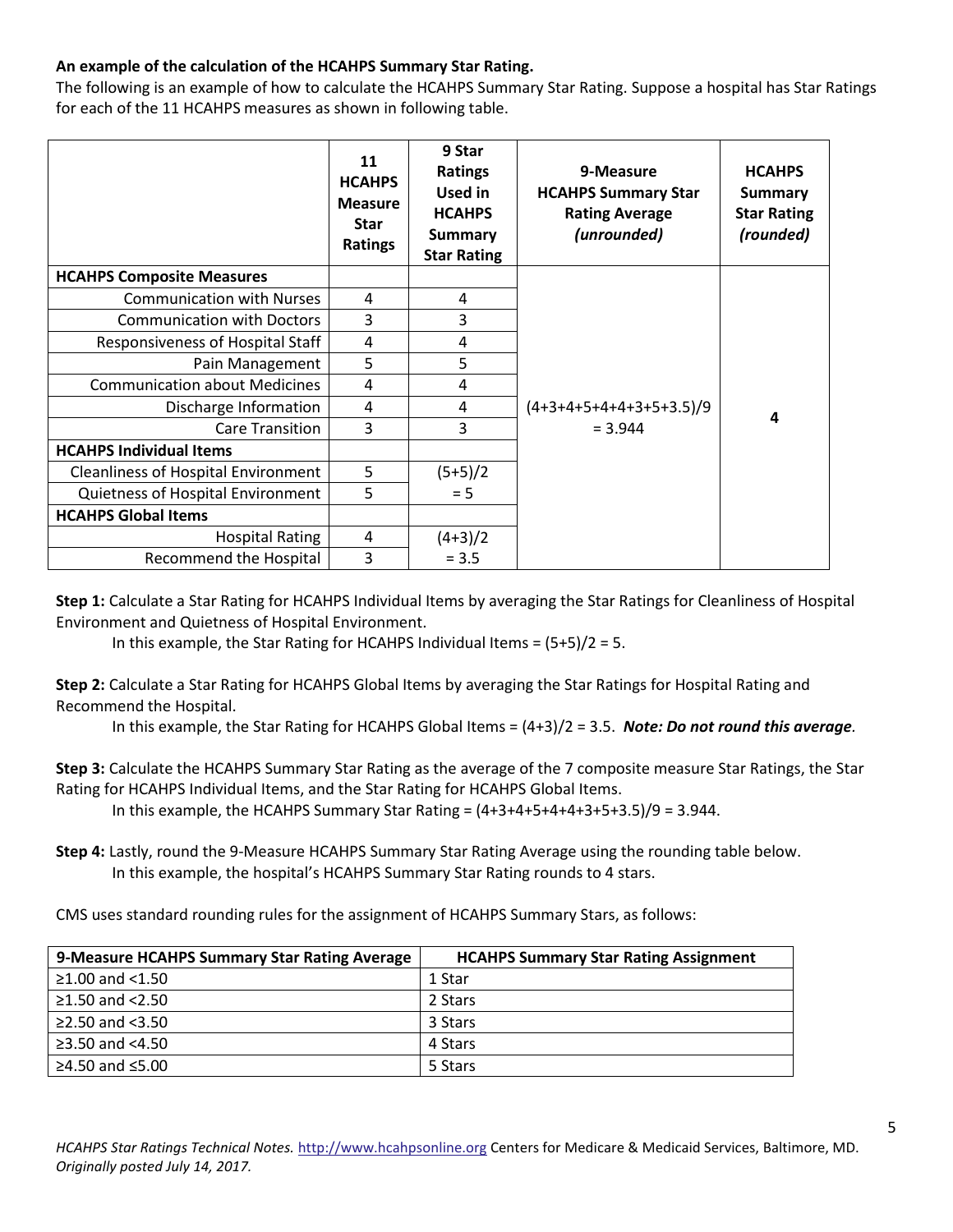**An example of the calculation of the HCAHPS Summary Star Rating.**

The following is an example of how to calculate the HCAHPS Summary Star Rating. Suppose a hospital has Star Ratings for each of the 11 HCAHPS measures as shown in following table.

| | 11 HCAHPS Measure Star Ratings | 9 Star Ratings Used in HCAHPS Summary Star Rating | 9-Measure HCAHPS Summary Star Rating Average *(unrounded)* | HCAHPS Summary Star Rating *(rounded)* |
|---|---|---|---|---|
| **HCAHPS Composite Measures** | | | (4+3+4+5+4+4+3+5+3.5)/9 = 3.944 | **4** |
| Communication with Nurses | 4 | 4 | | |
| Communication with Doctors | 3 | 3 | | |
| Responsiveness of Hospital Staff | 4 | 4 | | |
| Pain Management | 5 | 5 | | |
| Communication about Medicines | 4 | 4 | | |
| Discharge Information | 4 | 4 | | |
| Care Transition | 3 | 3 | | |
| **HCAHPS Individual Items** | | | | |
| Cleanliness of Hospital Environment | 5 | (5+5)/2 = 5 | | |
| Quietness of Hospital Environment | 5 | | | |
| **HCAHPS Global Items** | | | | |
| Hospital Rating | 4 | (4+3)/2 = 3.5 | | |
| Recommend the Hospital | 3 | | | |

**Step 1:** Calculate a Star Rating for HCAHPS Individual Items by averaging the Star Ratings for Cleanliness of Hospital Environment and Quietness of Hospital Environment.

In this example, the Star Rating for HCAHPS Individual Items = (5+5)/2 = 5.

**Step 2:** Calculate a Star Rating for HCAHPS Global Items by averaging the Star Ratings for Hospital Rating and Recommend the Hospital.

In this example, the Star Rating for HCAHPS Global Items = (4+3)/2 = 3.5. ***Note: Do not round this average.***

**Step 3:** Calculate the HCAHPS Summary Star Rating as the average of the 7 composite measure Star Ratings, the Star Rating for HCAHPS Individual Items, and the Star Rating for HCAHPS Global Items.

In this example, the HCAHPS Summary Star Rating = (4+3+4+5+4+4+3+5+3.5)/9 = 3.944.

**Step 4:** Lastly, round the 9-Measure HCAHPS Summary Star Rating Average using the rounding table below.

In this example, the hospital's HCAHPS Summary Star Rating rounds to 4 stars.

CMS uses standard rounding rules for the assignment of HCAHPS Summary Stars, as follows:

| 9-Measure HCAHPS Summary Star Rating Average | HCAHPS Summary Star Rating Assignment |
|---|---|
| ≥1.00 and <1.50 | 1 Star |
| ≥1.50 and <2.50 | 2 Stars |
| ≥2.50 and <3.50 | 3 Stars |
| ≥3.50 and <4.50 | 4 Stars |
| ≥4.50 and ≤5.00 | 5 Stars |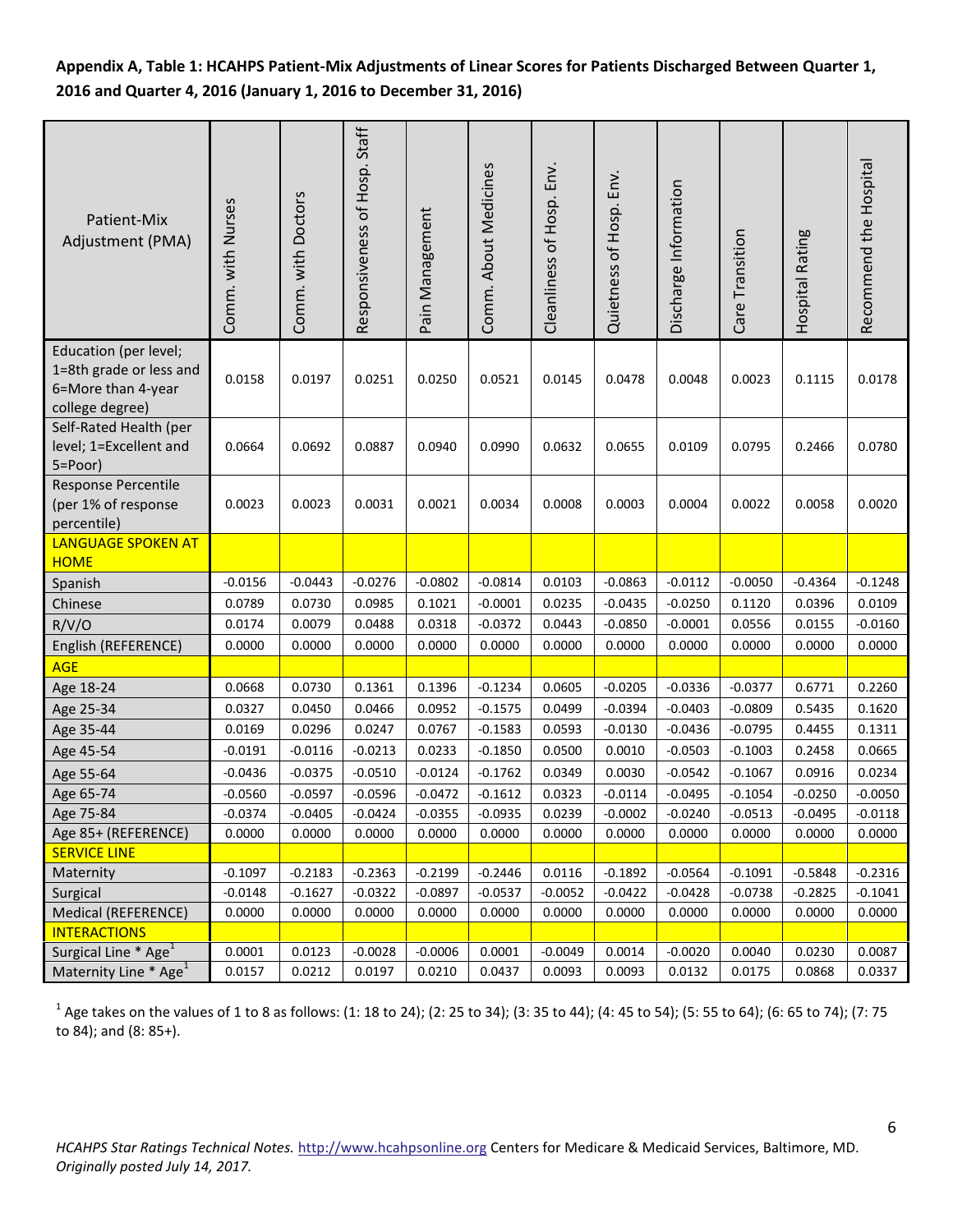**Appendix A, Table 1: HCAHPS Patient-Mix Adjustments of Linear Scores for Patients Discharged Between Quarter 1, 2016 and Quarter 4, 2016 (January 1, 2016 to December 31, 2016)**

| Patient-Mix Adjustment (PMA) | Comm. with Nurses | Comm. with Doctors | Responsiveness of Hosp. Staff | Pain Management | Comm. About Medicines | Cleanliness of Hosp. Env. | Quietness of Hosp. Env. | Discharge Information | Care Transition | Hospital Rating | Recommend the Hospital |
|---|---|---|---|---|---|---|---|---|---|---|---|
| Education (per level; 1=8th grade or less and 6=More than 4-year college degree) | 0.0158 | 0.0197 | 0.0251 | 0.0250 | 0.0521 | 0.0145 | 0.0478 | 0.0048 | 0.0023 | 0.1115 | 0.0178 |
| Self-Rated Health (per level; 1=Excellent and 5=Poor) | 0.0664 | 0.0692 | 0.0887 | 0.0940 | 0.0990 | 0.0632 | 0.0655 | 0.0109 | 0.0795 | 0.2466 | 0.0780 |
| Response Percentile (per 1% of response percentile) | 0.0023 | 0.0023 | 0.0031 | 0.0021 | 0.0034 | 0.0008 | 0.0003 | 0.0004 | 0.0022 | 0.0058 | 0.0020 |
| LANGUAGE SPOKEN AT HOME | | | | | | | | | | | |
| Spanish | -0.0156 | -0.0443 | -0.0276 | -0.0802 | -0.0814 | 0.0103 | -0.0863 | -0.0112 | -0.0050 | -0.4364 | -0.1248 |
| Chinese | 0.0789 | 0.0730 | 0.0985 | 0.1021 | -0.0001 | 0.0235 | -0.0435 | -0.0250 | 0.1120 | 0.0396 | 0.0109 |
| R/V/O | 0.0174 | 0.0079 | 0.0488 | 0.0318 | -0.0372 | 0.0443 | -0.0850 | -0.0001 | 0.0556 | 0.0155 | -0.0160 |
| English (REFERENCE) | 0.0000 | 0.0000 | 0.0000 | 0.0000 | 0.0000 | 0.0000 | 0.0000 | 0.0000 | 0.0000 | 0.0000 | 0.0000 |
| AGE | | | | | | | | | | | |
| Age 18-24 | 0.0668 | 0.0730 | 0.1361 | 0.1396 | -0.1234 | 0.0605 | -0.0205 | -0.0336 | -0.0377 | 0.6771 | 0.2260 |
| Age 25-34 | 0.0327 | 0.0450 | 0.0466 | 0.0952 | -0.1575 | 0.0499 | -0.0394 | -0.0403 | -0.0809 | 0.5435 | 0.1620 |
| Age 35-44 | 0.0169 | 0.0296 | 0.0247 | 0.0767 | -0.1583 | 0.0593 | -0.0130 | -0.0436 | -0.0795 | 0.4455 | 0.1311 |
| Age 45-54 | -0.0191 | -0.0116 | -0.0213 | 0.0233 | -0.1850 | 0.0500 | 0.0010 | -0.0503 | -0.1003 | 0.2458 | 0.0665 |
| Age 55-64 | -0.0436 | -0.0375 | -0.0510 | -0.0124 | -0.1762 | 0.0349 | 0.0030 | -0.0542 | -0.1067 | 0.0916 | 0.0234 |
| Age 65-74 | -0.0560 | -0.0597 | -0.0596 | -0.0472 | -0.1612 | 0.0323 | -0.0114 | -0.0495 | -0.1054 | -0.0250 | -0.0050 |
| Age 75-84 | -0.0374 | -0.0405 | -0.0424 | -0.0355 | -0.0935 | 0.0239 | -0.0002 | -0.0240 | -0.0513 | -0.0495 | -0.0118 |
| Age 85+ (REFERENCE) | 0.0000 | 0.0000 | 0.0000 | 0.0000 | 0.0000 | 0.0000 | 0.0000 | 0.0000 | 0.0000 | 0.0000 | 0.0000 |
| SERVICE LINE | | | | | | | | | | | |
| Maternity | -0.1097 | -0.2183 | -0.2363 | -0.2199 | -0.2446 | 0.0116 | -0.1892 | -0.0564 | -0.1091 | -0.5848 | -0.2316 |
| Surgical | -0.0148 | -0.1627 | -0.0322 | -0.0897 | -0.0537 | -0.0052 | -0.0422 | -0.0428 | -0.0738 | -0.2825 | -0.1041 |
| Medical (REFERENCE) | 0.0000 | 0.0000 | 0.0000 | 0.0000 | 0.0000 | 0.0000 | 0.0000 | 0.0000 | 0.0000 | 0.0000 | 0.0000 |
| INTERACTIONS | | | | | | | | | | | |
| Surgical Line * Age[1] | 0.0001 | 0.0123 | -0.0028 | -0.0006 | 0.0001 | -0.0049 | 0.0014 | -0.0020 | 0.0040 | 0.0230 | 0.0087 |
| Maternity Line * Age[1] | 0.0157 | 0.0212 | 0.0197 | 0.0210 | 0.0437 | 0.0093 | 0.0093 | 0.0132 | 0.0175 | 0.0868 | 0.0337 |

[1] Age takes on the values of 1 to 8 as follows: (1: 18 to 24); (2: 25 to 34); (3: 35 to 44); (4: 45 to 54); (5: 55 to 64); (6: 65 to 74); (7: 75 to 84); and (8: 85+).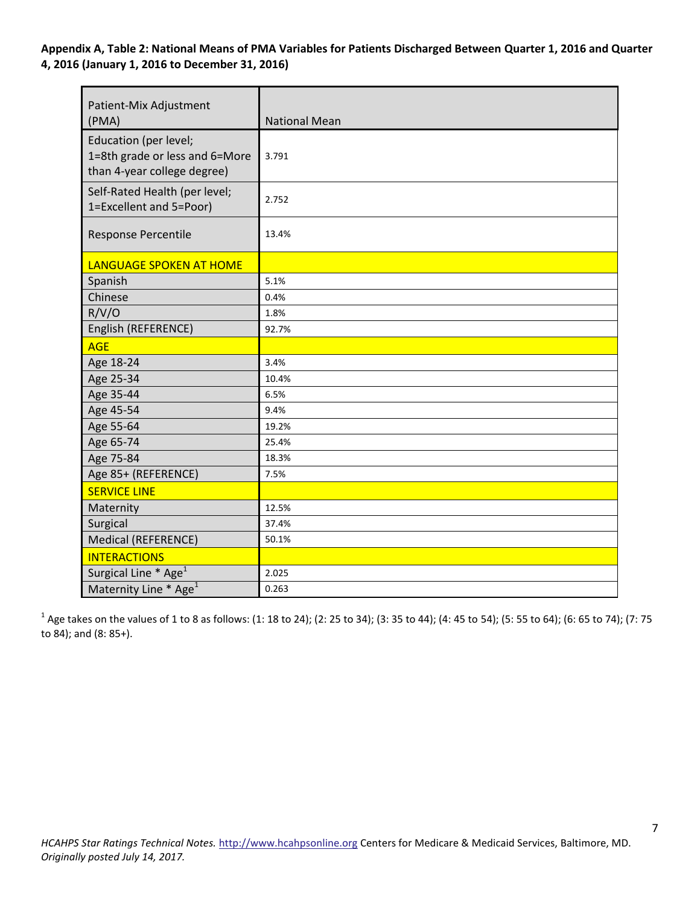**Appendix A, Table 2: National Means of PMA Variables for Patients Discharged Between Quarter 1, 2016 and Quarter 4, 2016 (January 1, 2016 to December 31, 2016)**

| Patient-Mix Adjustment (PMA) | National Mean |
|---|---|
| Education (per level; 1=8th grade or less and 6=More than 4-year college degree) | 3.791 |
| Self-Rated Health (per level; 1=Excellent and 5=Poor) | 2.752 |
| Response Percentile | 13.4% |
| LANGUAGE SPOKEN AT HOME | |
| Spanish | 5.1% |
| Chinese | 0.4% |
| R/V/O | 1.8% |
| English (REFERENCE) | 92.7% |
| AGE | |
| Age 18-24 | 3.4% |
| Age 25-34 | 10.4% |
| Age 35-44 | 6.5% |
| Age 45-54 | 9.4% |
| Age 55-64 | 19.2% |
| Age 65-74 | 25.4% |
| Age 75-84 | 18.3% |
| Age 85+ (REFERENCE) | 7.5% |
| SERVICE LINE | |
| Maternity | 12.5% |
| Surgical | 37.4% |
| Medical (REFERENCE) | 50.1% |
| INTERACTIONS | |
| Surgical Line * Age[1] | 2.025 |
| Maternity Line * Age[1] | 0.263 |

[1] Age takes on the values of 1 to 8 as follows: (1: 18 to 24); (2: 25 to 34); (3: 35 to 44); (4: 45 to 54); (5: 55 to 64); (6: 65 to 74); (7: 75 to 84); and (8: 85+).

*HCAHPS Star Ratings Technical Notes.* http://www.hcahpsonline.org Centers for Medicare & Medicaid Services, Baltimore, MD. *Originally posted July 14, 2017.*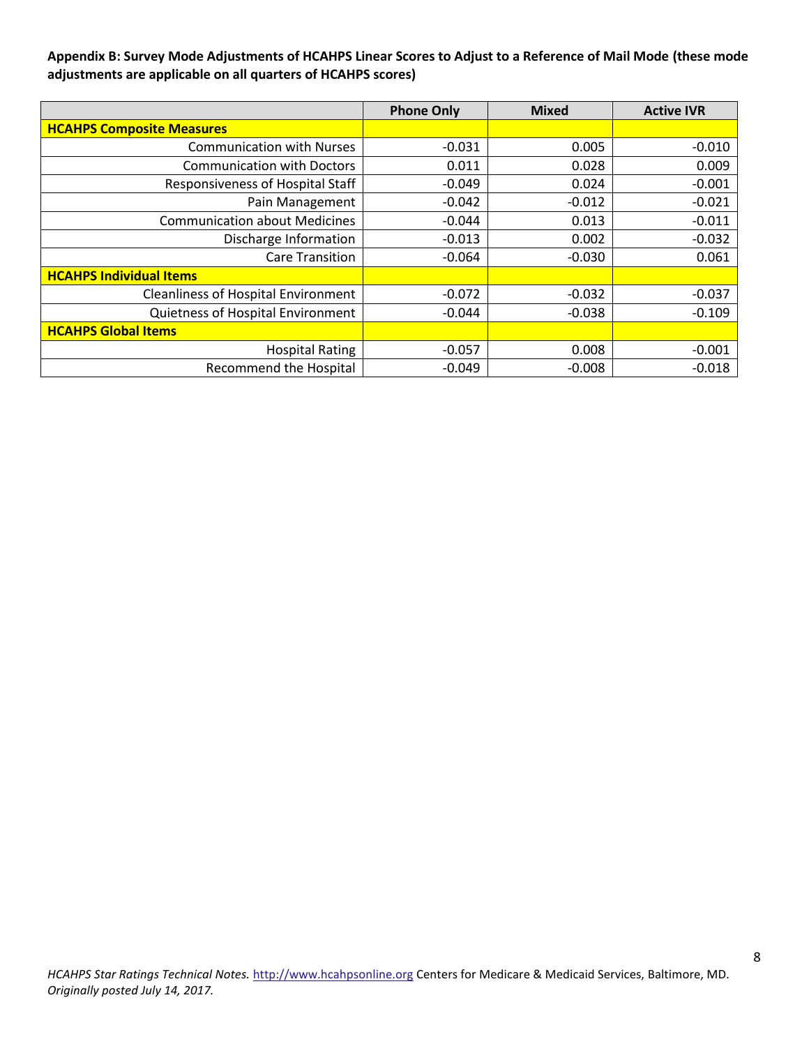**Appendix B: Survey Mode Adjustments of HCAHPS Linear Scores to Adjust to a Reference of Mail Mode (these mode adjustments are applicable on all quarters of HCAHPS scores)**

| | Phone Only | Mixed | Active IVR |
|---|---|---|---|
| **HCAHPS Composite Measures** | | | |
| Communication with Nurses | -0.031 | 0.005 | -0.010 |
| Communication with Doctors | 0.011 | 0.028 | 0.009 |
| Responsiveness of Hospital Staff | -0.049 | 0.024 | -0.001 |
| Pain Management | -0.042 | -0.012 | -0.021 |
| Communication about Medicines | -0.044 | 0.013 | -0.011 |
| Discharge Information | -0.013 | 0.002 | -0.032 |
| Care Transition | -0.064 | -0.030 | 0.061 |
| **HCAHPS Individual Items** | | | |
| Cleanliness of Hospital Environment | -0.072 | -0.032 | -0.037 |
| Quietness of Hospital Environment | -0.044 | -0.038 | -0.109 |
| **HCAHPS Global Items** | | | |
| Hospital Rating | -0.057 | 0.008 | -0.001 |
| Recommend the Hospital | -0.049 | -0.008 | -0.018 |

*HCAHPS Star Ratings Technical Notes.* http://www.hcahpsonline.org Centers for Medicare & Medicaid Services, Baltimore, MD. *Originally posted July 14, 2017.*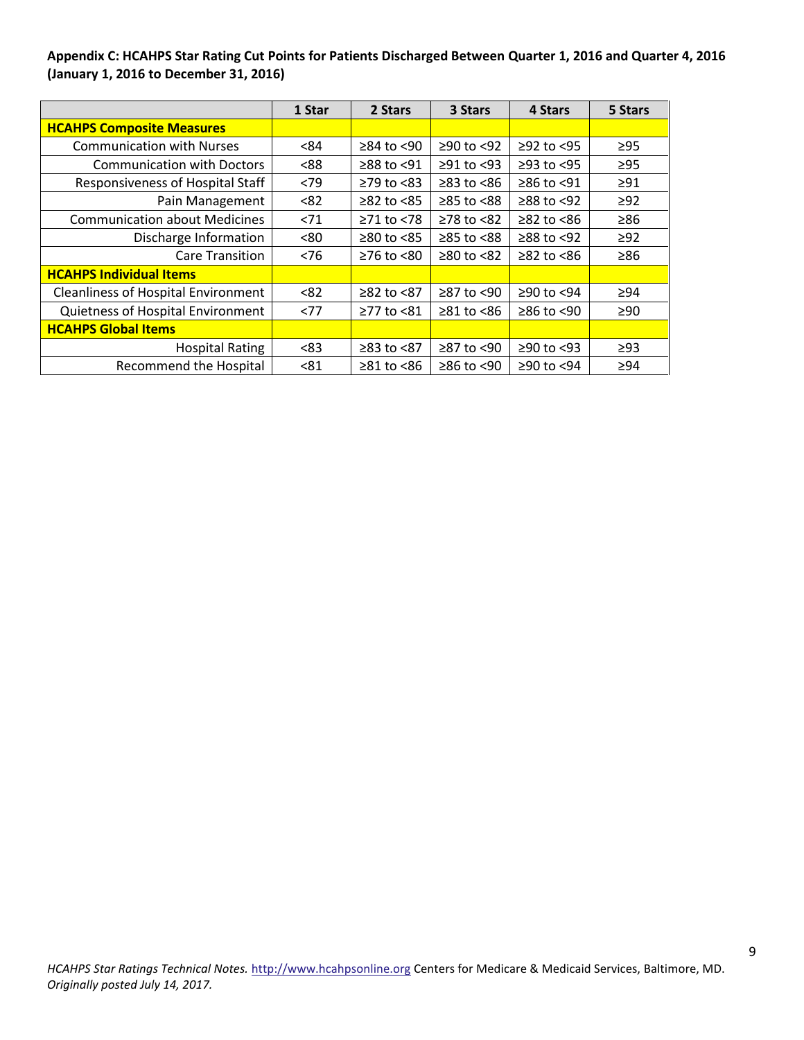**Appendix C: HCAHPS Star Rating Cut Points for Patients Discharged Between Quarter 1, 2016 and Quarter 4, 2016 (January 1, 2016 to December 31, 2016)**

| | 1 Star | 2 Stars | 3 Stars | 4 Stars | 5 Stars |
|---|---|---|---|---|---|
| **HCAHPS Composite Measures** | | | | | |
| Communication with Nurses | <84 | ≥84 to <90 | ≥90 to <92 | ≥92 to <95 | ≥95 |
| Communication with Doctors | <88 | ≥88 to <91 | ≥91 to <93 | ≥93 to <95 | ≥95 |
| Responsiveness of Hospital Staff | <79 | ≥79 to <83 | ≥83 to <86 | ≥86 to <91 | ≥91 |
| Pain Management | <82 | ≥82 to <85 | ≥85 to <88 | ≥88 to <92 | ≥92 |
| Communication about Medicines | <71 | ≥71 to <78 | ≥78 to <82 | ≥82 to <86 | ≥86 |
| Discharge Information | <80 | ≥80 to <85 | ≥85 to <88 | ≥88 to <92 | ≥92 |
| Care Transition | <76 | ≥76 to <80 | ≥80 to <82 | ≥82 to <86 | ≥86 |
| **HCAHPS Individual Items** | | | | | |
| Cleanliness of Hospital Environment | <82 | ≥82 to <87 | ≥87 to <90 | ≥90 to <94 | ≥94 |
| Quietness of Hospital Environment | <77 | ≥77 to <81 | ≥81 to <86 | ≥86 to <90 | ≥90 |
| **HCAHPS Global Items** | | | | | |
| Hospital Rating | <83 | ≥83 to <87 | ≥87 to <90 | ≥90 to <93 | ≥93 |
| Recommend the Hospital | <81 | ≥81 to <86 | ≥86 to <90 | ≥90 to <94 | ≥94 |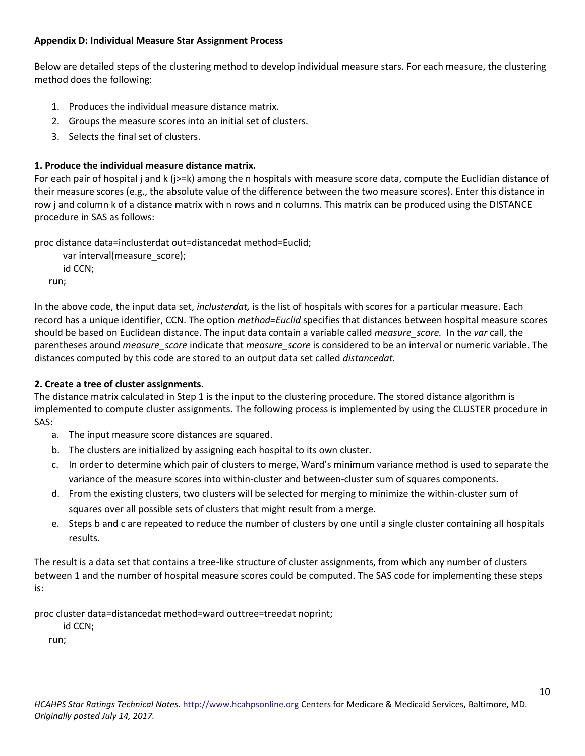**Appendix D: Individual Measure Star Assignment Process**

Below are detailed steps of the clustering method to develop individual measure stars. For each measure, the clustering method does the following:

1. Produces the individual measure distance matrix.
2. Groups the measure scores into an initial set of clusters.
3. Selects the final set of clusters.

**1. Produce the individual measure distance matrix.**

For each pair of hospital j and k (j>=k) among the n hospitals with measure score data, compute the Euclidian distance of their measure scores (e.g., the absolute value of the difference between the two measure scores). Enter this distance in row j and column k of a distance matrix with n rows and n columns. This matrix can be produced using the DISTANCE procedure in SAS as follows:

```
proc distance data=inclusterdat out=distancedat method=Euclid;
    var interval(measure_score);
    id CCN;
run;
```

In the above code, the input data set, *inclusterdat,* is the list of hospitals with scores for a particular measure. Each record has a unique identifier, CCN. The option *method=Euclid* specifies that distances between hospital measure scores should be based on Euclidean distance. The input data contain a variable called *measure_score.* In the *var* call, the parentheses around *measure_score* indicate that *measure_score* is considered to be an interval or numeric variable. The distances computed by this code are stored to an output data set called *distancedat.*

**2. Create a tree of cluster assignments.**

The distance matrix calculated in Step 1 is the input to the clustering procedure. The stored distance algorithm is implemented to compute cluster assignments. The following process is implemented by using the CLUSTER procedure in SAS:

a. The input measure score distances are squared.
b. The clusters are initialized by assigning each hospital to its own cluster.
c. In order to determine which pair of clusters to merge, Ward's minimum variance method is used to separate the variance of the measure scores into within-cluster and between-cluster sum of squares components.
d. From the existing clusters, two clusters will be selected for merging to minimize the within-cluster sum of squares over all possible sets of clusters that might result from a merge.
e. Steps b and c are repeated to reduce the number of clusters by one until a single cluster containing all hospitals results.

The result is a data set that contains a tree-like structure of cluster assignments, from which any number of clusters between 1 and the number of hospital measure scores could be computed. The SAS code for implementing these steps is:

```
proc cluster data=distancedat method=ward outtree=treedat noprint;
    id CCN;
run;
```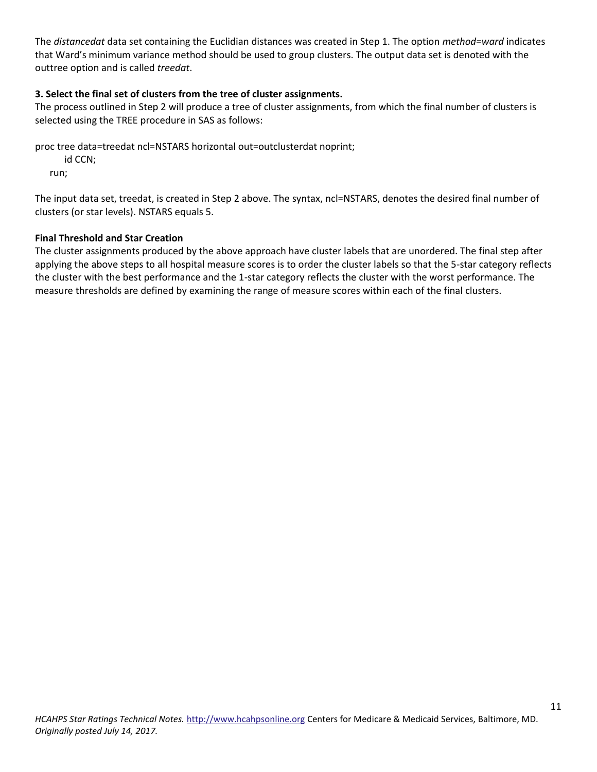The *distancedat* data set containing the Euclidian distances was created in Step 1. The option *method=ward* indicates that Ward's minimum variance method should be used to group clusters. The output data set is denoted with the outtree option and is called *treedat*.

**3. Select the final set of clusters from the tree of cluster assignments.**

The process outlined in Step 2 will produce a tree of cluster assignments, from which the final number of clusters is selected using the TREE procedure in SAS as follows:

```
proc tree data=treedat ncl=NSTARS horizontal out=outclusterdat noprint;
        id CCN;
    run;
```

The input data set, treedat, is created in Step 2 above. The syntax, ncl=NSTARS, denotes the desired final number of clusters (or star levels). NSTARS equals 5.

**Final Threshold and Star Creation**

The cluster assignments produced by the above approach have cluster labels that are unordered. The final step after applying the above steps to all hospital measure scores is to order the cluster labels so that the 5-star category reflects the cluster with the best performance and the 1-star category reflects the cluster with the worst performance. The measure thresholds are defined by examining the range of measure scores within each of the final clusters.

*HCAHPS Star Ratings Technical Notes.* http://www.hcahpsonline.org Centers for Medicare & Medicaid Services, Baltimore, MD. *Originally posted July 14, 2017.*